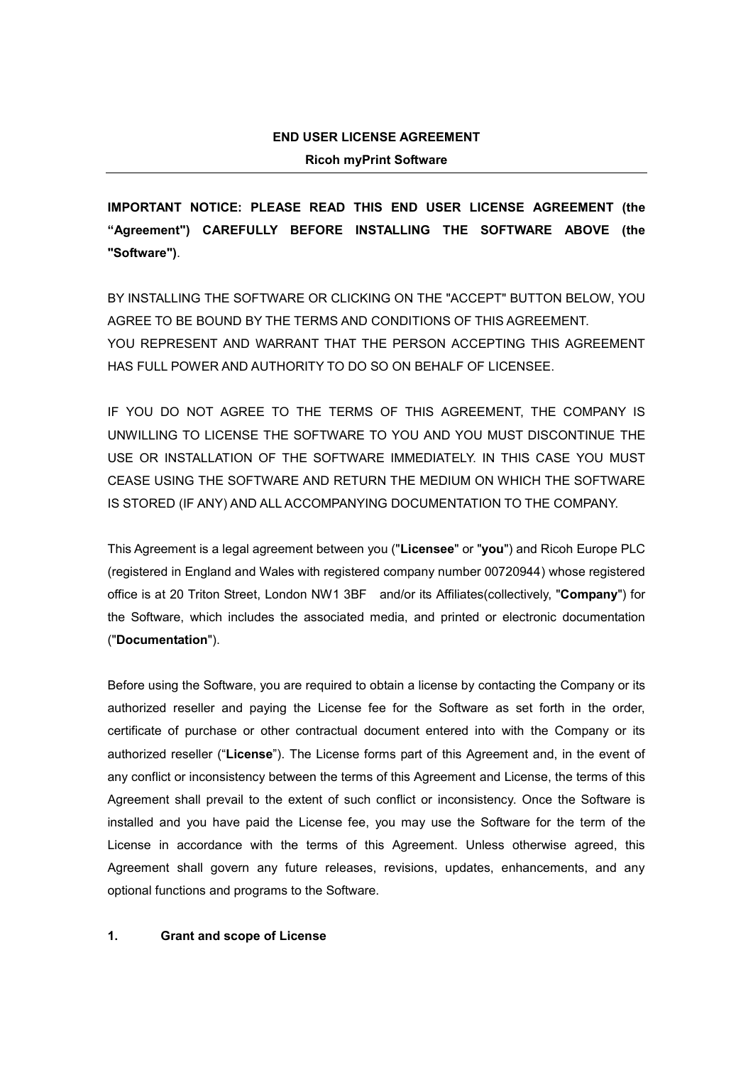**END USER LICENSE AGREEMENT**

**Ricoh myPrint Software**

---

**IMPORTANT NOTICE: PLEASE READ THIS END USER LICENSE AGREEMENT (the "Agreement") CAREFULLY BEFORE INSTALLING THE SOFTWARE ABOVE (the "Software")**.

BY INSTALLING THE SOFTWARE OR CLICKING ON THE "ACCEPT" BUTTON BELOW, YOU AGREE TO BE BOUND BY THE TERMS AND CONDITIONS OF THIS AGREEMENT.
YOU REPRESENT AND WARRANT THAT THE PERSON ACCEPTING THIS AGREEMENT HAS FULL POWER AND AUTHORITY TO DO SO ON BEHALF OF LICENSEE.

IF YOU DO NOT AGREE TO THE TERMS OF THIS AGREEMENT, THE COMPANY IS UNWILLING TO LICENSE THE SOFTWARE TO YOU AND YOU MUST DISCONTINUE THE USE OR INSTALLATION OF THE SOFTWARE IMMEDIATELY. IN THIS CASE YOU MUST CEASE USING THE SOFTWARE AND RETURN THE MEDIUM ON WHICH THE SOFTWARE IS STORED (IF ANY) AND ALL ACCOMPANYING DOCUMENTATION TO THE COMPANY.

This Agreement is a legal agreement between you ("**Licensee**" or "**you**") and Ricoh Europe PLC (registered in England and Wales with registered company number 00720944) whose registered office is at 20 Triton Street, London NW1 3BF and/or its Affiliates(collectively, "**Company**") for the Software, which includes the associated media, and printed or electronic documentation ("**Documentation**").

Before using the Software, you are required to obtain a license by contacting the Company or its authorized reseller and paying the License fee for the Software as set forth in the order, certificate of purchase or other contractual document entered into with the Company or its authorized reseller ("**License**"). The License forms part of this Agreement and, in the event of any conflict or inconsistency between the terms of this Agreement and License, the terms of this Agreement shall prevail to the extent of such conflict or inconsistency. Once the Software is installed and you have paid the License fee, you may use the Software for the term of the License in accordance with the terms of this Agreement. Unless otherwise agreed, this Agreement shall govern any future releases, revisions, updates, enhancements, and any optional functions and programs to the Software.

**1. Grant and scope of License**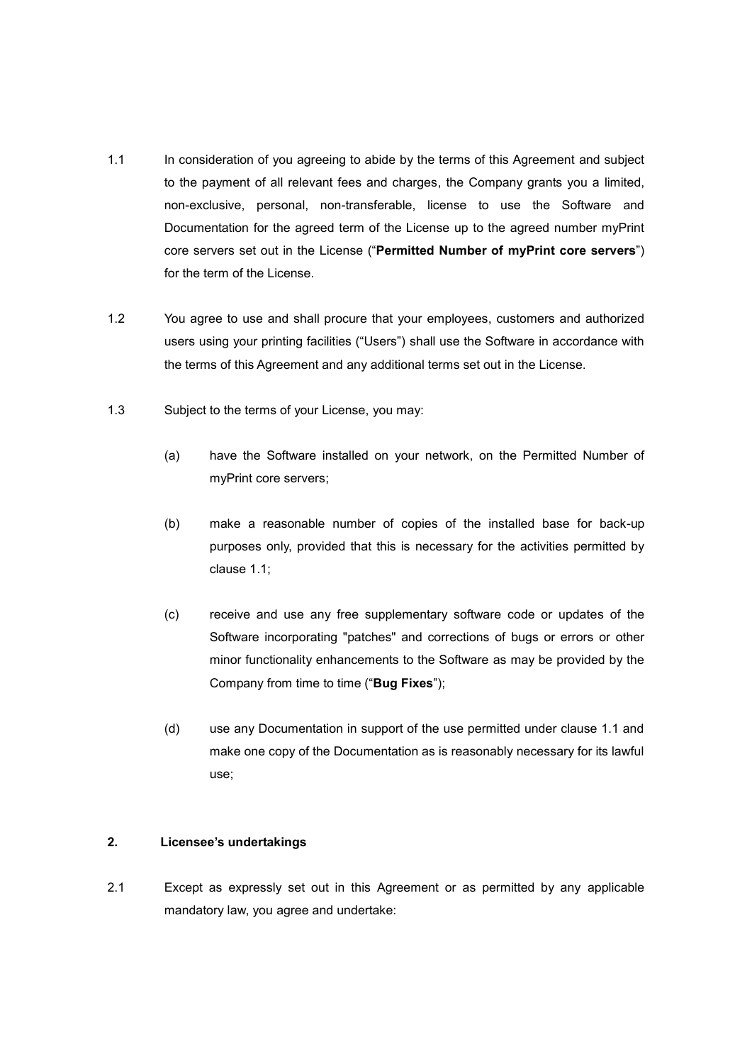1.1 In consideration of you agreeing to abide by the terms of this Agreement and subject to the payment of all relevant fees and charges, the Company grants you a limited, non-exclusive, personal, non-transferable, license to use the Software and Documentation for the agreed term of the License up to the agreed number myPrint core servers set out in the License ("**Permitted Number of myPrint core servers**") for the term of the License.

1.2 You agree to use and shall procure that your employees, customers and authorized users using your printing facilities ("Users") shall use the Software in accordance with the terms of this Agreement and any additional terms set out in the License.

1.3 Subject to the terms of your License, you may:

(a) have the Software installed on your network, on the Permitted Number of myPrint core servers;

(b) make a reasonable number of copies of the installed base for back-up purposes only, provided that this is necessary for the activities permitted by clause 1.1;

(c) receive and use any free supplementary software code or updates of the Software incorporating "patches" and corrections of bugs or errors or other minor functionality enhancements to the Software as may be provided by the Company from time to time ("**Bug Fixes**");

(d) use any Documentation in support of the use permitted under clause 1.1 and make one copy of the Documentation as is reasonably necessary for its lawful use;

## 2. Licensee's undertakings

2.1 Except as expressly set out in this Agreement or as permitted by any applicable mandatory law, you agree and undertake: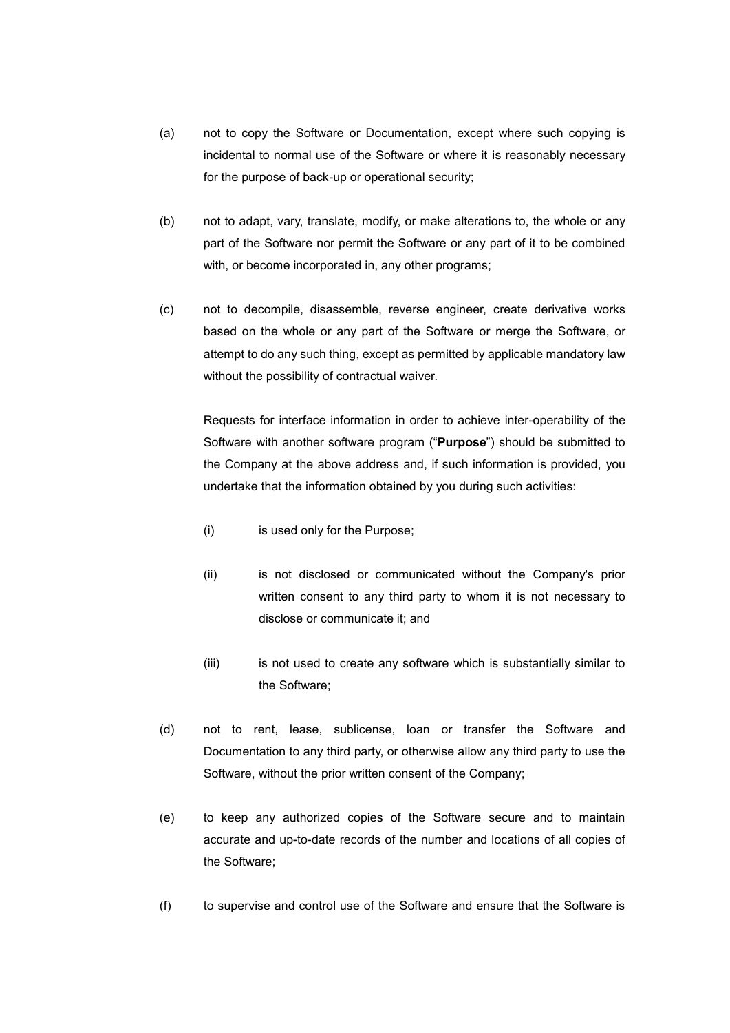(a) not to copy the Software or Documentation, except where such copying is incidental to normal use of the Software or where it is reasonably necessary for the purpose of back-up or operational security;

(b) not to adapt, vary, translate, modify, or make alterations to, the whole or any part of the Software nor permit the Software or any part of it to be combined with, or become incorporated in, any other programs;

(c) not to decompile, disassemble, reverse engineer, create derivative works based on the whole or any part of the Software or merge the Software, or attempt to do any such thing, except as permitted by applicable mandatory law without the possibility of contractual waiver.

   Requests for interface information in order to achieve inter-operability of the Software with another software program ("**Purpose**") should be submitted to the Company at the above address and, if such information is provided, you undertake that the information obtained by you during such activities:

   (i) is used only for the Purpose;

   (ii) is not disclosed or communicated without the Company's prior written consent to any third party to whom it is not necessary to disclose or communicate it; and

   (iii) is not used to create any software which is substantially similar to the Software;

(d) not to rent, lease, sublicense, loan or transfer the Software and Documentation to any third party, or otherwise allow any third party to use the Software, without the prior written consent of the Company;

(e) to keep any authorized copies of the Software secure and to maintain accurate and up-to-date records of the number and locations of all copies of the Software;

(f) to supervise and control use of the Software and ensure that the Software is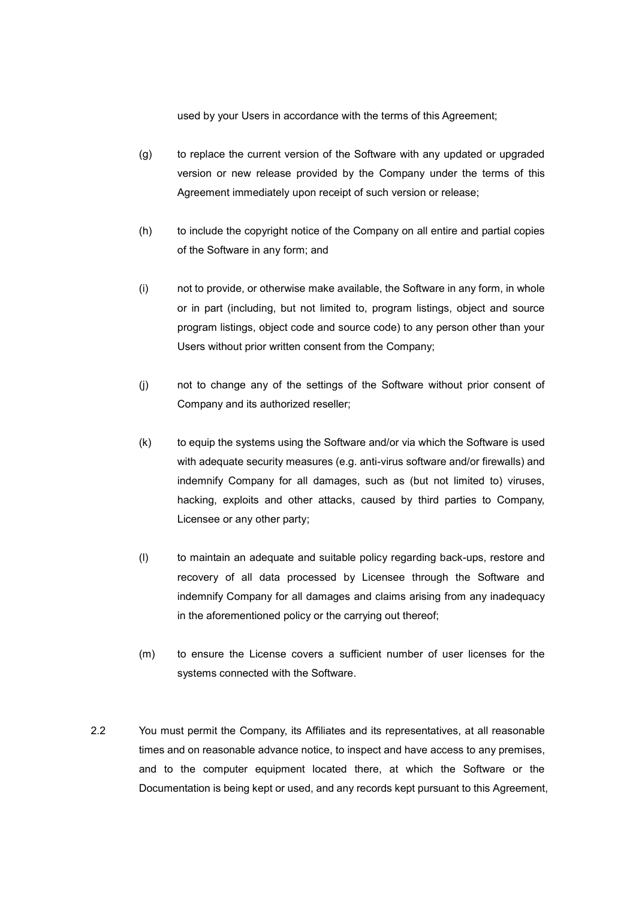used by your Users in accordance with the terms of this Agreement;

(g) to replace the current version of the Software with any updated or upgraded version or new release provided by the Company under the terms of this Agreement immediately upon receipt of such version or release;

(h) to include the copyright notice of the Company on all entire and partial copies of the Software in any form; and

(i) not to provide, or otherwise make available, the Software in any form, in whole or in part (including, but not limited to, program listings, object and source program listings, object code and source code) to any person other than your Users without prior written consent from the Company;

(j) not to change any of the settings of the Software without prior consent of Company and its authorized reseller;

(k) to equip the systems using the Software and/or via which the Software is used with adequate security measures (e.g. anti-virus software and/or firewalls) and indemnify Company for all damages, such as (but not limited to) viruses, hacking, exploits and other attacks, caused by third parties to Company, Licensee or any other party;

(l) to maintain an adequate and suitable policy regarding back-ups, restore and recovery of all data processed by Licensee through the Software and indemnify Company for all damages and claims arising from any inadequacy in the aforementioned policy or the carrying out thereof;

(m) to ensure the License covers a sufficient number of user licenses for the systems connected with the Software.

2.2 You must permit the Company, its Affiliates and its representatives, at all reasonable times and on reasonable advance notice, to inspect and have access to any premises, and to the computer equipment located there, at which the Software or the Documentation is being kept or used, and any records kept pursuant to this Agreement,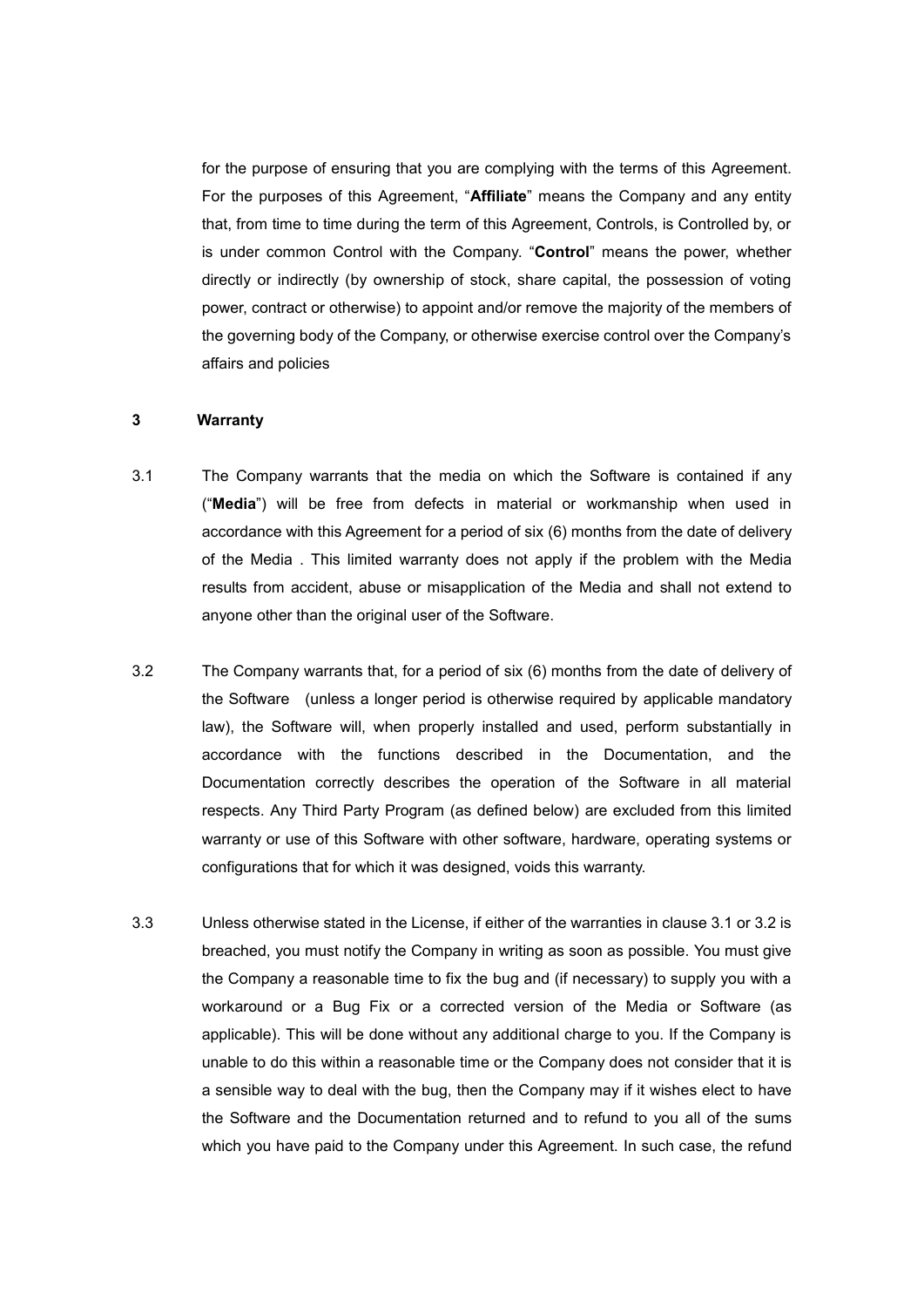for the purpose of ensuring that you are complying with the terms of this Agreement. For the purposes of this Agreement, "**Affiliate**" means the Company and any entity that, from time to time during the term of this Agreement, Controls, is Controlled by, or is under common Control with the Company. "**Control**" means the power, whether directly or indirectly (by ownership of stock, share capital, the possession of voting power, contract or otherwise) to appoint and/or remove the majority of the members of the governing body of the Company, or otherwise exercise control over the Company's affairs and policies

**3 Warranty**

3.1 The Company warrants that the media on which the Software is contained if any ("**Media**") will be free from defects in material or workmanship when used in accordance with this Agreement for a period of six (6) months from the date of delivery of the Media . This limited warranty does not apply if the problem with the Media results from accident, abuse or misapplication of the Media and shall not extend to anyone other than the original user of the Software.

3.2 The Company warrants that, for a period of six (6) months from the date of delivery of the Software (unless a longer period is otherwise required by applicable mandatory law), the Software will, when properly installed and used, perform substantially in accordance with the functions described in the Documentation, and the Documentation correctly describes the operation of the Software in all material respects. Any Third Party Program (as defined below) are excluded from this limited warranty or use of this Software with other software, hardware, operating systems or configurations that for which it was designed, voids this warranty.

3.3 Unless otherwise stated in the License, if either of the warranties in clause 3.1 or 3.2 is breached, you must notify the Company in writing as soon as possible. You must give the Company a reasonable time to fix the bug and (if necessary) to supply you with a workaround or a Bug Fix or a corrected version of the Media or Software (as applicable). This will be done without any additional charge to you. If the Company is unable to do this within a reasonable time or the Company does not consider that it is a sensible way to deal with the bug, then the Company may if it wishes elect to have the Software and the Documentation returned and to refund to you all of the sums which you have paid to the Company under this Agreement. In such case, the refund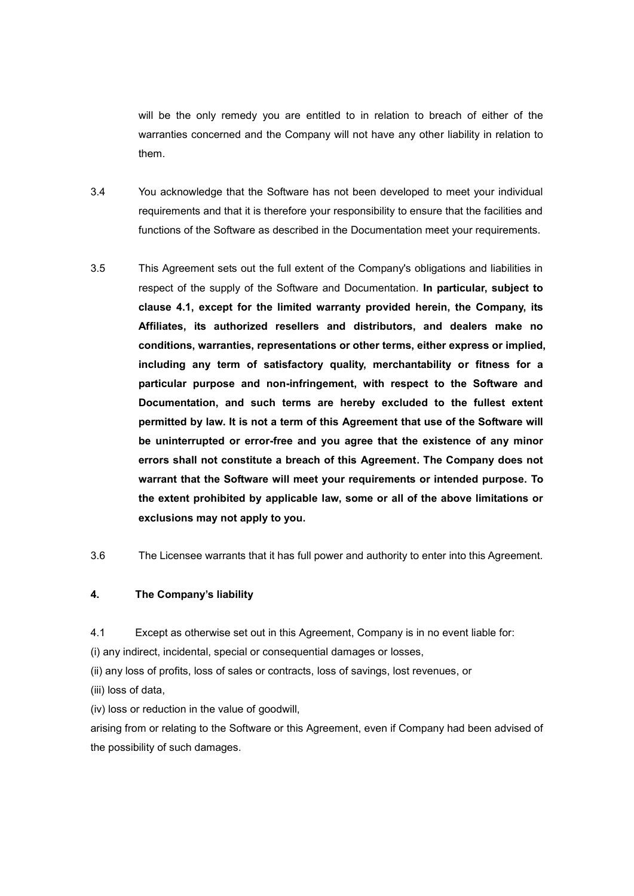will be the only remedy you are entitled to in relation to breach of either of the warranties concerned and the Company will not have any other liability in relation to them.

3.4 You acknowledge that the Software has not been developed to meet your individual requirements and that it is therefore your responsibility to ensure that the facilities and functions of the Software as described in the Documentation meet your requirements.

3.5 This Agreement sets out the full extent of the Company's obligations and liabilities in respect of the supply of the Software and Documentation. **In particular, subject to clause 4.1, except for the limited warranty provided herein, the Company, its Affiliates, its authorized resellers and distributors, and dealers make no conditions, warranties, representations or other terms, either express or implied, including any term of satisfactory quality, merchantability or fitness for a particular purpose and non-infringement, with respect to the Software and Documentation, and such terms are hereby excluded to the fullest extent permitted by law. It is not a term of this Agreement that use of the Software will be uninterrupted or error-free and you agree that the existence of any minor errors shall not constitute a breach of this Agreement. The Company does not warrant that the Software will meet your requirements or intended purpose. To the extent prohibited by applicable law, some or all of the above limitations or exclusions may not apply to you.**

3.6 The Licensee warrants that it has full power and authority to enter into this Agreement.

**4. The Company's liability**

4.1 Except as otherwise set out in this Agreement, Company is in no event liable for:

(i) any indirect, incidental, special or consequential damages or losses,

(ii) any loss of profits, loss of sales or contracts, loss of savings, lost revenues, or

(iii) loss of data,

(iv) loss or reduction in the value of goodwill,

arising from or relating to the Software or this Agreement, even if Company had been advised of the possibility of such damages.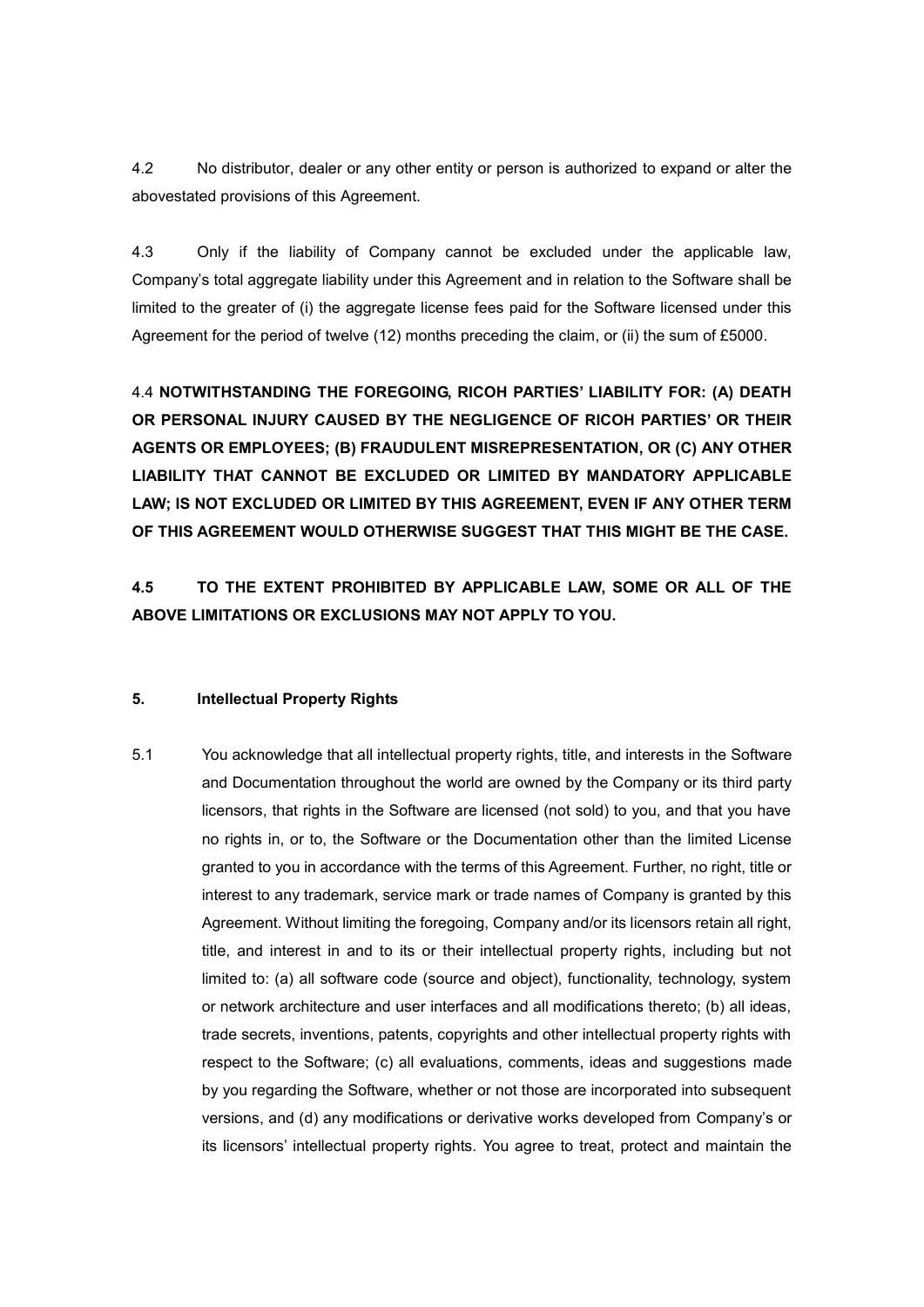4.2 No distributor, dealer or any other entity or person is authorized to expand or alter the abovestated provisions of this Agreement.

4.3 Only if the liability of Company cannot be excluded under the applicable law, Company's total aggregate liability under this Agreement and in relation to the Software shall be limited to the greater of (i) the aggregate license fees paid for the Software licensed under this Agreement for the period of twelve (12) months preceding the claim, or (ii) the sum of £5000.

4.4 **NOTWITHSTANDING THE FOREGOING, RICOH PARTIES' LIABILITY FOR: (A) DEATH OR PERSONAL INJURY CAUSED BY THE NEGLIGENCE OF RICOH PARTIES' OR THEIR AGENTS OR EMPLOYEES; (B) FRAUDULENT MISREPRESENTATION, OR (C) ANY OTHER LIABILITY THAT CANNOT BE EXCLUDED OR LIMITED BY MANDATORY APPLICABLE LAW; IS NOT EXCLUDED OR LIMITED BY THIS AGREEMENT, EVEN IF ANY OTHER TERM OF THIS AGREEMENT WOULD OTHERWISE SUGGEST THAT THIS MIGHT BE THE CASE.**

**4.5 TO THE EXTENT PROHIBITED BY APPLICABLE LAW, SOME OR ALL OF THE ABOVE LIMITATIONS OR EXCLUSIONS MAY NOT APPLY TO YOU.**

**5. Intellectual Property Rights**

5.1 You acknowledge that all intellectual property rights, title, and interests in the Software and Documentation throughout the world are owned by the Company or its third party licensors, that rights in the Software are licensed (not sold) to you, and that you have no rights in, or to, the Software or the Documentation other than the limited License granted to you in accordance with the terms of this Agreement. Further, no right, title or interest to any trademark, service mark or trade names of Company is granted by this Agreement. Without limiting the foregoing, Company and/or its licensors retain all right, title, and interest in and to its or their intellectual property rights, including but not limited to: (a) all software code (source and object), functionality, technology, system or network architecture and user interfaces and all modifications thereto; (b) all ideas, trade secrets, inventions, patents, copyrights and other intellectual property rights with respect to the Software; (c) all evaluations, comments, ideas and suggestions made by you regarding the Software, whether or not those are incorporated into subsequent versions, and (d) any modifications or derivative works developed from Company's or its licensors' intellectual property rights. You agree to treat, protect and maintain the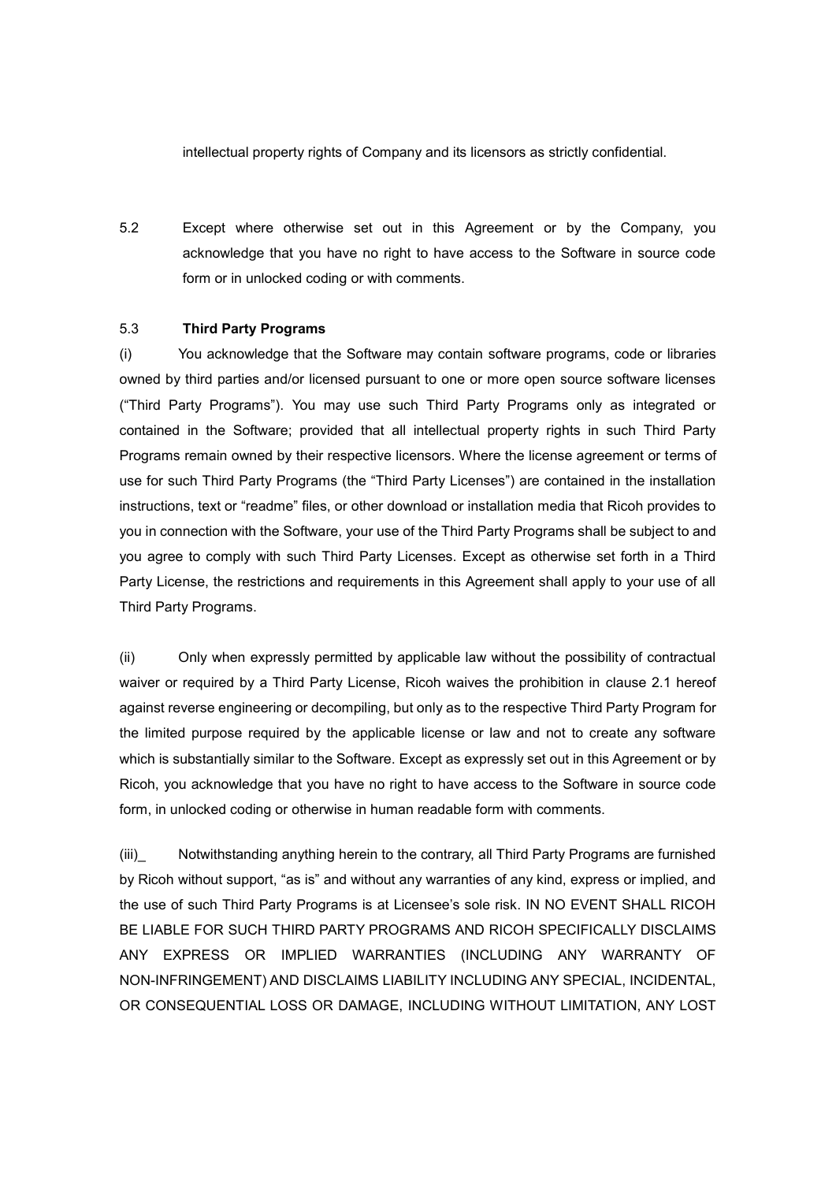intellectual property rights of Company and its licensors as strictly confidential.

5.2 Except where otherwise set out in this Agreement or by the Company, you acknowledge that you have no right to have access to the Software in source code form or in unlocked coding or with comments.

5.3 **Third Party Programs**

(i) You acknowledge that the Software may contain software programs, code or libraries owned by third parties and/or licensed pursuant to one or more open source software licenses ("Third Party Programs"). You may use such Third Party Programs only as integrated or contained in the Software; provided that all intellectual property rights in such Third Party Programs remain owned by their respective licensors. Where the license agreement or terms of use for such Third Party Programs (the "Third Party Licenses") are contained in the installation instructions, text or "readme" files, or other download or installation media that Ricoh provides to you in connection with the Software, your use of the Third Party Programs shall be subject to and you agree to comply with such Third Party Licenses. Except as otherwise set forth in a Third Party License, the restrictions and requirements in this Agreement shall apply to your use of all Third Party Programs.

(ii) Only when expressly permitted by applicable law without the possibility of contractual waiver or required by a Third Party License, Ricoh waives the prohibition in clause 2.1 hereof against reverse engineering or decompiling, but only as to the respective Third Party Program for the limited purpose required by the applicable license or law and not to create any software which is substantially similar to the Software. Except as expressly set out in this Agreement or by Ricoh, you acknowledge that you have no right to have access to the Software in source code form, in unlocked coding or otherwise in human readable form with comments.

(iii)_ Notwithstanding anything herein to the contrary, all Third Party Programs are furnished by Ricoh without support, "as is" and without any warranties of any kind, express or implied, and the use of such Third Party Programs is at Licensee's sole risk. IN NO EVENT SHALL RICOH BE LIABLE FOR SUCH THIRD PARTY PROGRAMS AND RICOH SPECIFICALLY DISCLAIMS ANY EXPRESS OR IMPLIED WARRANTIES (INCLUDING ANY WARRANTY OF NON-INFRINGEMENT) AND DISCLAIMS LIABILITY INCLUDING ANY SPECIAL, INCIDENTAL, OR CONSEQUENTIAL LOSS OR DAMAGE, INCLUDING WITHOUT LIMITATION, ANY LOST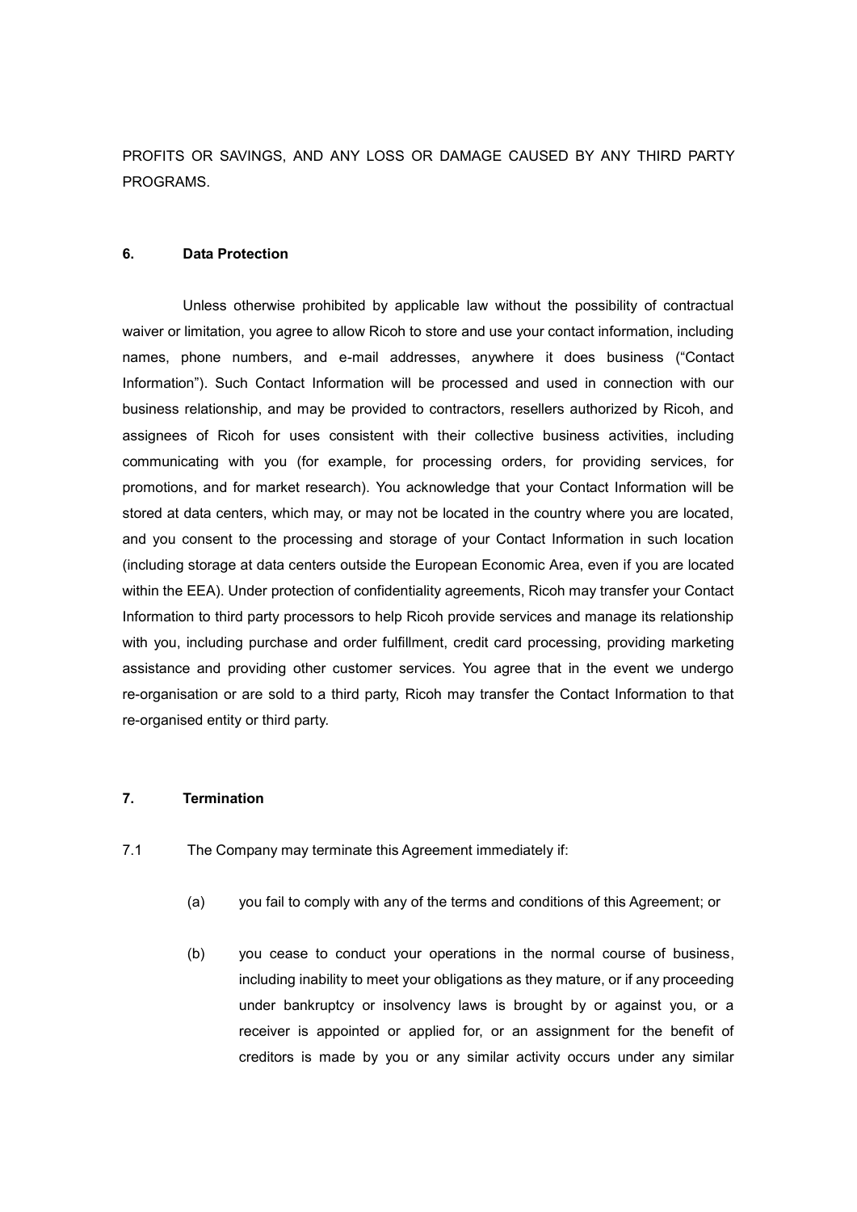PROFITS OR SAVINGS, AND ANY LOSS OR DAMAGE CAUSED BY ANY THIRD PARTY PROGRAMS.

## 6. Data Protection

Unless otherwise prohibited by applicable law without the possibility of contractual waiver or limitation, you agree to allow Ricoh to store and use your contact information, including names, phone numbers, and e-mail addresses, anywhere it does business ("Contact Information"). Such Contact Information will be processed and used in connection with our business relationship, and may be provided to contractors, resellers authorized by Ricoh, and assignees of Ricoh for uses consistent with their collective business activities, including communicating with you (for example, for processing orders, for providing services, for promotions, and for market research). You acknowledge that your Contact Information will be stored at data centers, which may, or may not be located in the country where you are located, and you consent to the processing and storage of your Contact Information in such location (including storage at data centers outside the European Economic Area, even if you are located within the EEA). Under protection of confidentiality agreements, Ricoh may transfer your Contact Information to third party processors to help Ricoh provide services and manage its relationship with you, including purchase and order fulfillment, credit card processing, providing marketing assistance and providing other customer services. You agree that in the event we undergo re-organisation or are sold to a third party, Ricoh may transfer the Contact Information to that re-organised entity or third party.

## 7. Termination

7.1 The Company may terminate this Agreement immediately if:

(a) you fail to comply with any of the terms and conditions of this Agreement; or

(b) you cease to conduct your operations in the normal course of business, including inability to meet your obligations as they mature, or if any proceeding under bankruptcy or insolvency laws is brought by or against you, or a receiver is appointed or applied for, or an assignment for the benefit of creditors is made by you or any similar activity occurs under any similar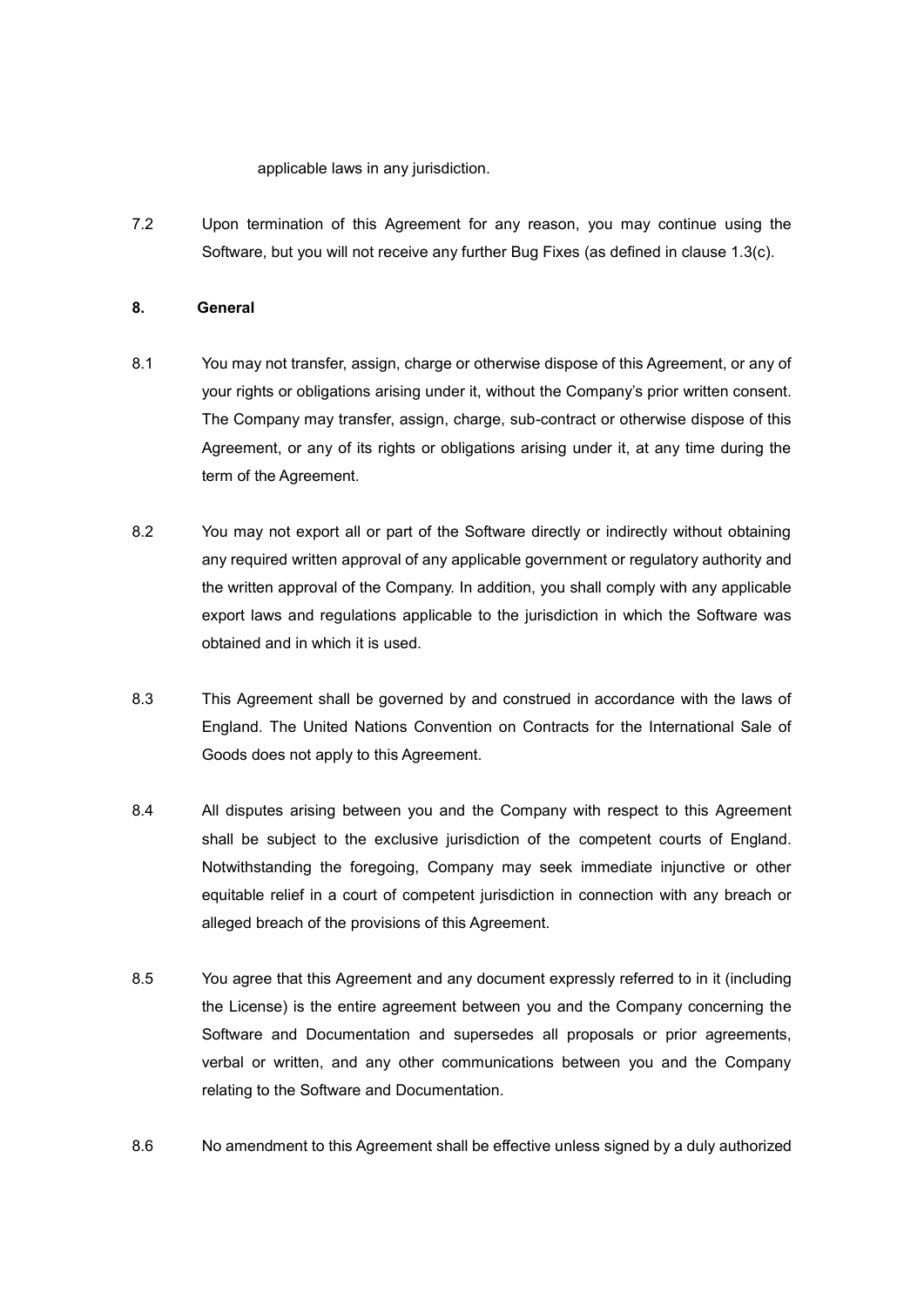applicable laws in any jurisdiction.

7.2 Upon termination of this Agreement for any reason, you may continue using the Software, but you will not receive any further Bug Fixes (as defined in clause 1.3(c).

**8. General**

8.1 You may not transfer, assign, charge or otherwise dispose of this Agreement, or any of your rights or obligations arising under it, without the Company's prior written consent. The Company may transfer, assign, charge, sub-contract or otherwise dispose of this Agreement, or any of its rights or obligations arising under it, at any time during the term of the Agreement.

8.2 You may not export all or part of the Software directly or indirectly without obtaining any required written approval of any applicable government or regulatory authority and the written approval of the Company. In addition, you shall comply with any applicable export laws and regulations applicable to the jurisdiction in which the Software was obtained and in which it is used.

8.3 This Agreement shall be governed by and construed in accordance with the laws of England. The United Nations Convention on Contracts for the International Sale of Goods does not apply to this Agreement.

8.4 All disputes arising between you and the Company with respect to this Agreement shall be subject to the exclusive jurisdiction of the competent courts of England. Notwithstanding the foregoing, Company may seek immediate injunctive or other equitable relief in a court of competent jurisdiction in connection with any breach or alleged breach of the provisions of this Agreement.

8.5 You agree that this Agreement and any document expressly referred to in it (including the License) is the entire agreement between you and the Company concerning the Software and Documentation and supersedes all proposals or prior agreements, verbal or written, and any other communications between you and the Company relating to the Software and Documentation.

8.6 No amendment to this Agreement shall be effective unless signed by a duly authorized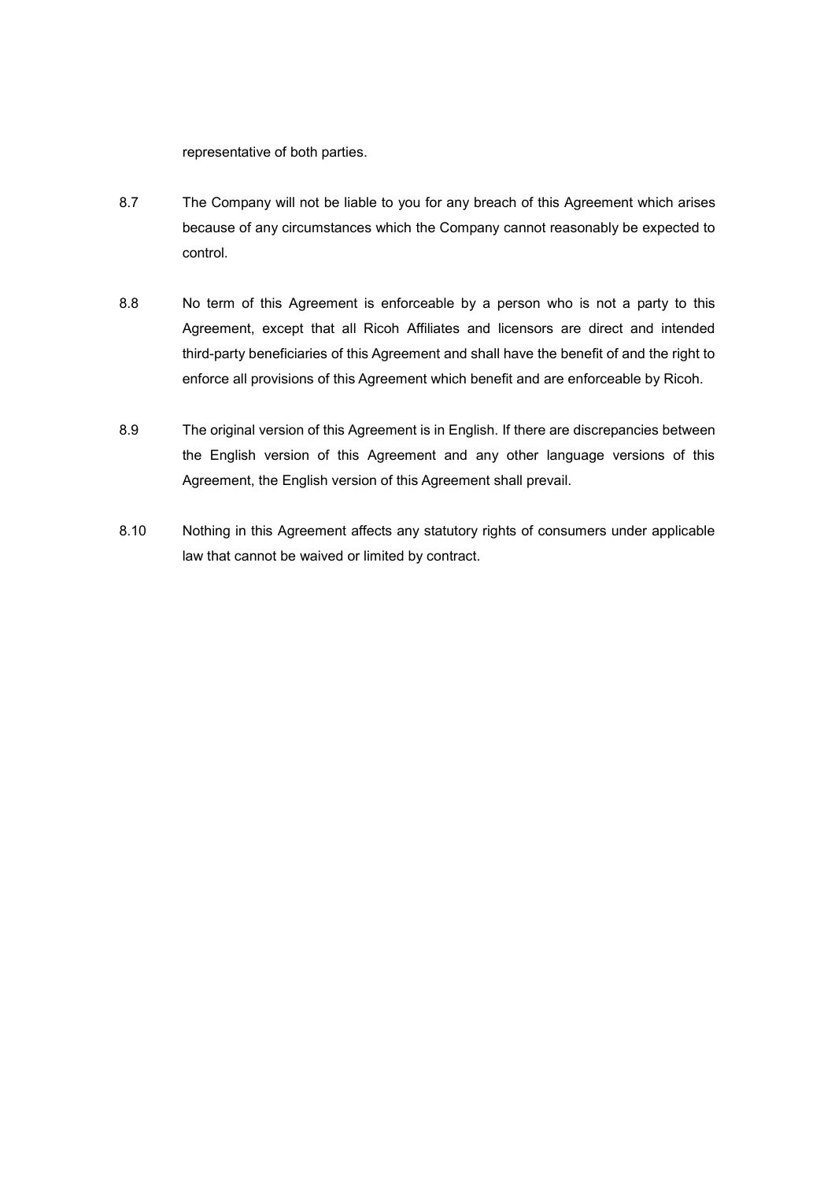representative of both parties.

8.7 The Company will not be liable to you for any breach of this Agreement which arises because of any circumstances which the Company cannot reasonably be expected to control.

8.8 No term of this Agreement is enforceable by a person who is not a party to this Agreement, except that all Ricoh Affiliates and licensors are direct and intended third-party beneficiaries of this Agreement and shall have the benefit of and the right to enforce all provisions of this Agreement which benefit and are enforceable by Ricoh.

8.9 The original version of this Agreement is in English. If there are discrepancies between the English version of this Agreement and any other language versions of this Agreement, the English version of this Agreement shall prevail.

8.10 Nothing in this Agreement affects any statutory rights of consumers under applicable law that cannot be waived or limited by contract.